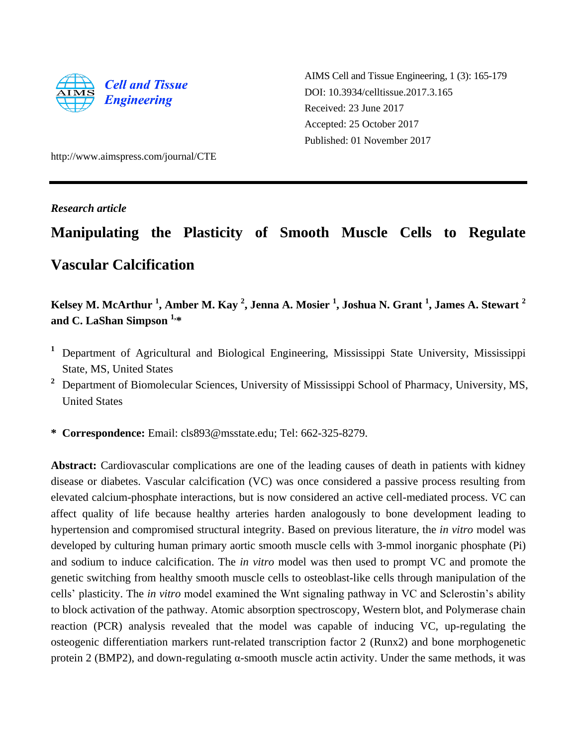AIMS Cell and Tissue Engineering, 1 (3): 165-179
DOI: 10.3934/celltissue.2017.3.165
Received: 23 June 2017
Accepted: 25 October 2017
Published: 01 November 2017

http://www.aimspress.com/journal/CTE

*Research article*

# Manipulating the Plasticity of Smooth Muscle Cells to Regulate Vascular Calcification

**Kelsey M. McArthur [1], Amber M. Kay [2], Jenna A. Mosier [1], Joshua N. Grant [1], James A. Stewart [2] and C. LaShan Simpson [1,*]**

[1] Department of Agricultural and Biological Engineering, Mississippi State University, Mississippi State, MS, United States

[2] Department of Biomolecular Sciences, University of Mississippi School of Pharmacy, University, MS, United States

**\* Correspondence:** Email: cls893@msstate.edu; Tel: 662-325-8279.

**Abstract:** Cardiovascular complications are one of the leading causes of death in patients with kidney disease or diabetes. Vascular calcification (VC) was once considered a passive process resulting from elevated calcium-phosphate interactions, but is now considered an active cell-mediated process. VC can affect quality of life because healthy arteries harden analogously to bone development leading to hypertension and compromised structural integrity. Based on previous literature, the *in vitro* model was developed by culturing human primary aortic smooth muscle cells with 3-mmol inorganic phosphate (Pi) and sodium to induce calcification. The *in vitro* model was then used to prompt VC and promote the genetic switching from healthy smooth muscle cells to osteoblast-like cells through manipulation of the cells' plasticity. The *in vitro* model examined the Wnt signaling pathway in VC and Sclerostin's ability to block activation of the pathway. Atomic absorption spectroscopy, Western blot, and Polymerase chain reaction (PCR) analysis revealed that the model was capable of inducing VC, up-regulating the osteogenic differentiation markers runt-related transcription factor 2 (Runx2) and bone morphogenetic protein 2 (BMP2), and down-regulating α-smooth muscle actin activity. Under the same methods, it was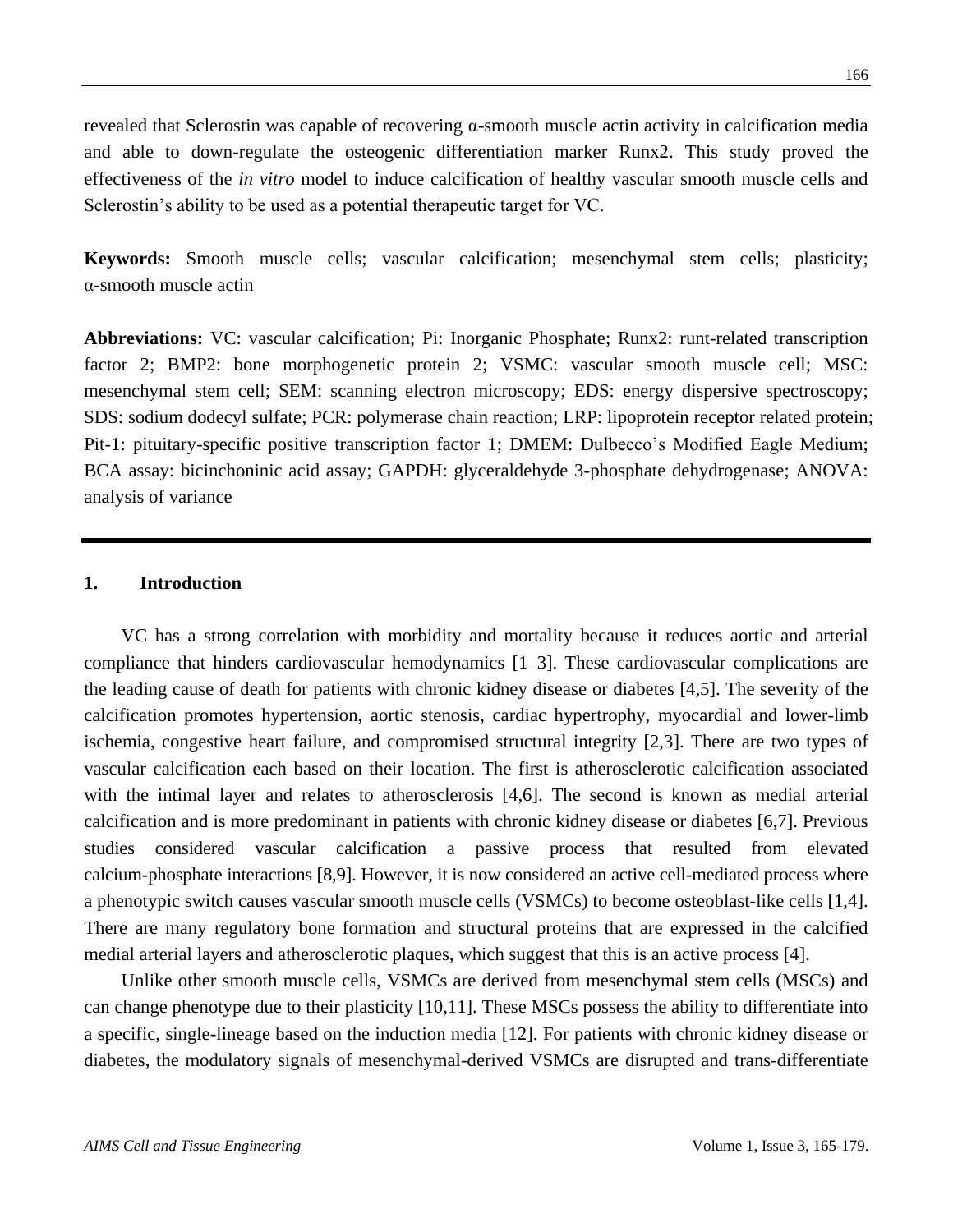revealed that Sclerostin was capable of recovering α-smooth muscle actin activity in calcification media and able to down-regulate the osteogenic differentiation marker Runx2. This study proved the effectiveness of the *in vitro* model to induce calcification of healthy vascular smooth muscle cells and Sclerostin's ability to be used as a potential therapeutic target for VC.

**Keywords:** Smooth muscle cells; vascular calcification; mesenchymal stem cells; plasticity; α-smooth muscle actin

**Abbreviations:** VC: vascular calcification; Pi: Inorganic Phosphate; Runx2: runt-related transcription factor 2; BMP2: bone morphogenetic protein 2; VSMC: vascular smooth muscle cell; MSC: mesenchymal stem cell; SEM: scanning electron microscopy; EDS: energy dispersive spectroscopy; SDS: sodium dodecyl sulfate; PCR: polymerase chain reaction; LRP: lipoprotein receptor related protein; Pit-1: pituitary-specific positive transcription factor 1; DMEM: Dulbecco's Modified Eagle Medium; BCA assay: bicinchoninic acid assay; GAPDH: glyceraldehyde 3-phosphate dehydrogenase; ANOVA: analysis of variance

## 1. Introduction

VC has a strong correlation with morbidity and mortality because it reduces aortic and arterial compliance that hinders cardiovascular hemodynamics [1–3]. These cardiovascular complications are the leading cause of death for patients with chronic kidney disease or diabetes [4,5]. The severity of the calcification promotes hypertension, aortic stenosis, cardiac hypertrophy, myocardial and lower-limb ischemia, congestive heart failure, and compromised structural integrity [2,3]. There are two types of vascular calcification each based on their location. The first is atherosclerotic calcification associated with the intimal layer and relates to atherosclerosis [4,6]. The second is known as medial arterial calcification and is more predominant in patients with chronic kidney disease or diabetes [6,7]. Previous studies considered vascular calcification a passive process that resulted from elevated calcium-phosphate interactions [8,9]. However, it is now considered an active cell-mediated process where a phenotypic switch causes vascular smooth muscle cells (VSMCs) to become osteoblast-like cells [1,4]. There are many regulatory bone formation and structural proteins that are expressed in the calcified medial arterial layers and atherosclerotic plaques, which suggest that this is an active process [4].

Unlike other smooth muscle cells, VSMCs are derived from mesenchymal stem cells (MSCs) and can change phenotype due to their plasticity [10,11]. These MSCs possess the ability to differentiate into a specific, single-lineage based on the induction media [12]. For patients with chronic kidney disease or diabetes, the modulatory signals of mesenchymal-derived VSMCs are disrupted and trans-differentiate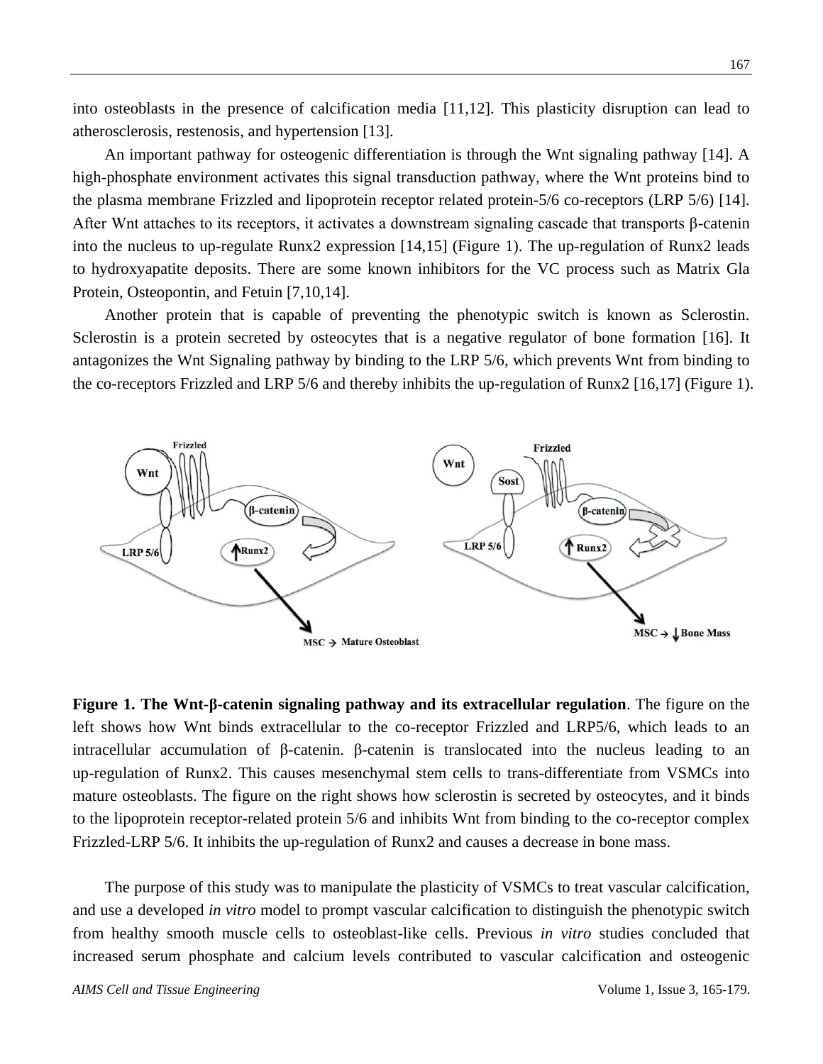into osteoblasts in the presence of calcification media [11,12]. This plasticity disruption can lead to atherosclerosis, restenosis, and hypertension [13].

An important pathway for osteogenic differentiation is through the Wnt signaling pathway [14]. A high-phosphate environment activates this signal transduction pathway, where the Wnt proteins bind to the plasma membrane Frizzled and lipoprotein receptor related protein-5/6 co-receptors (LRP 5/6) [14]. After Wnt attaches to its receptors, it activates a downstream signaling cascade that transports β-catenin into the nucleus to up-regulate Runx2 expression [14,15] (Figure 1). The up-regulation of Runx2 leads to hydroxyapatite deposits. There are some known inhibitors for the VC process such as Matrix Gla Protein, Osteopontin, and Fetuin [7,10,14].

Another protein that is capable of preventing the phenotypic switch is known as Sclerostin. Sclerostin is a protein secreted by osteocytes that is a negative regulator of bone formation [16]. It antagonizes the Wnt Signaling pathway by binding to the LRP 5/6, which prevents Wnt from binding to the co-receptors Frizzled and LRP 5/6 and thereby inhibits the up-regulation of Runx2 [16,17] (Figure 1).

**Figure 1. The Wnt-β-catenin signaling pathway and its extracellular regulation**. The figure on the left shows how Wnt binds extracellular to the co-receptor Frizzled and LRP5/6, which leads to an intracellular accumulation of β-catenin. β-catenin is translocated into the nucleus leading to an up-regulation of Runx2. This causes mesenchymal stem cells to trans-differentiate from VSMCs into mature osteoblasts. The figure on the right shows how sclerostin is secreted by osteocytes, and it binds to the lipoprotein receptor-related protein 5/6 and inhibits Wnt from binding to the co-receptor complex Frizzled-LRP 5/6. It inhibits the up-regulation of Runx2 and causes a decrease in bone mass.

The purpose of this study was to manipulate the plasticity of VSMCs to treat vascular calcification, and use a developed *in vitro* model to prompt vascular calcification to distinguish the phenotypic switch from healthy smooth muscle cells to osteoblast-like cells. Previous *in vitro* studies concluded that increased serum phosphate and calcium levels contributed to vascular calcification and osteogenic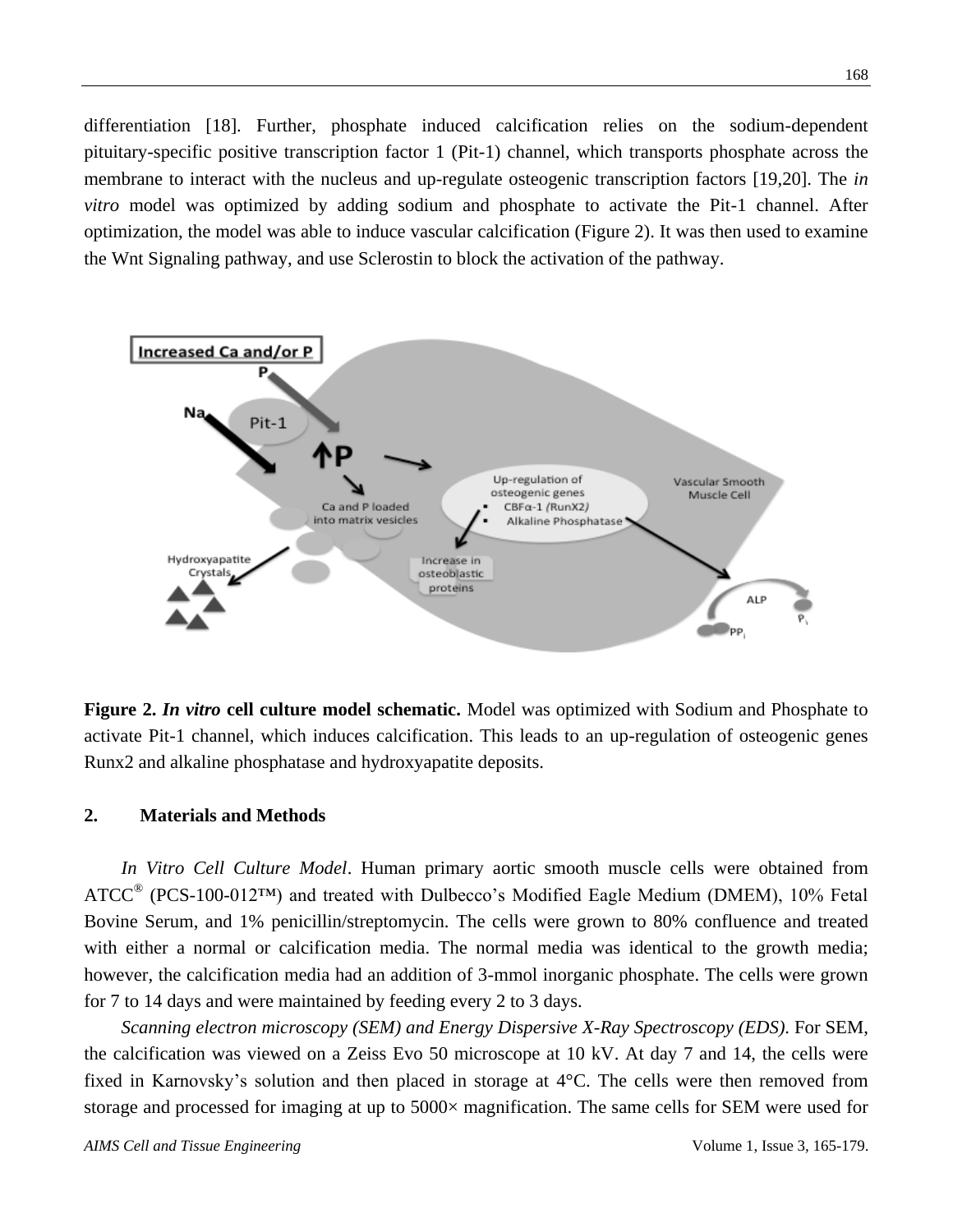differentiation [18]. Further, phosphate induced calcification relies on the sodium-dependent pituitary-specific positive transcription factor 1 (Pit-1) channel, which transports phosphate across the membrane to interact with the nucleus and up-regulate osteogenic transcription factors [19,20]. The *in vitro* model was optimized by adding sodium and phosphate to activate the Pit-1 channel. After optimization, the model was able to induce vascular calcification (Figure 2). It was then used to examine the Wnt Signaling pathway, and use Sclerostin to block the activation of the pathway.

**Figure 2. *In vitro* cell culture model schematic.** Model was optimized with Sodium and Phosphate to activate Pit-1 channel, which induces calcification. This leads to an up-regulation of osteogenic genes Runx2 and alkaline phosphatase and hydroxyapatite deposits.

## 2. Materials and Methods

*In Vitro Cell Culture Model*. Human primary aortic smooth muscle cells were obtained from ATCC® (PCS-100-012™) and treated with Dulbecco's Modified Eagle Medium (DMEM), 10% Fetal Bovine Serum, and 1% penicillin/streptomycin. The cells were grown to 80% confluence and treated with either a normal or calcification media. The normal media was identical to the growth media; however, the calcification media had an addition of 3-mmol inorganic phosphate. The cells were grown for 7 to 14 days and were maintained by feeding every 2 to 3 days.

*Scanning electron microscopy (SEM) and Energy Dispersive X-Ray Spectroscopy (EDS)*. For SEM, the calcification was viewed on a Zeiss Evo 50 microscope at 10 kV. At day 7 and 14, the cells were fixed in Karnovsky's solution and then placed in storage at 4°C. The cells were then removed from storage and processed for imaging at up to 5000× magnification. The same cells for SEM were used for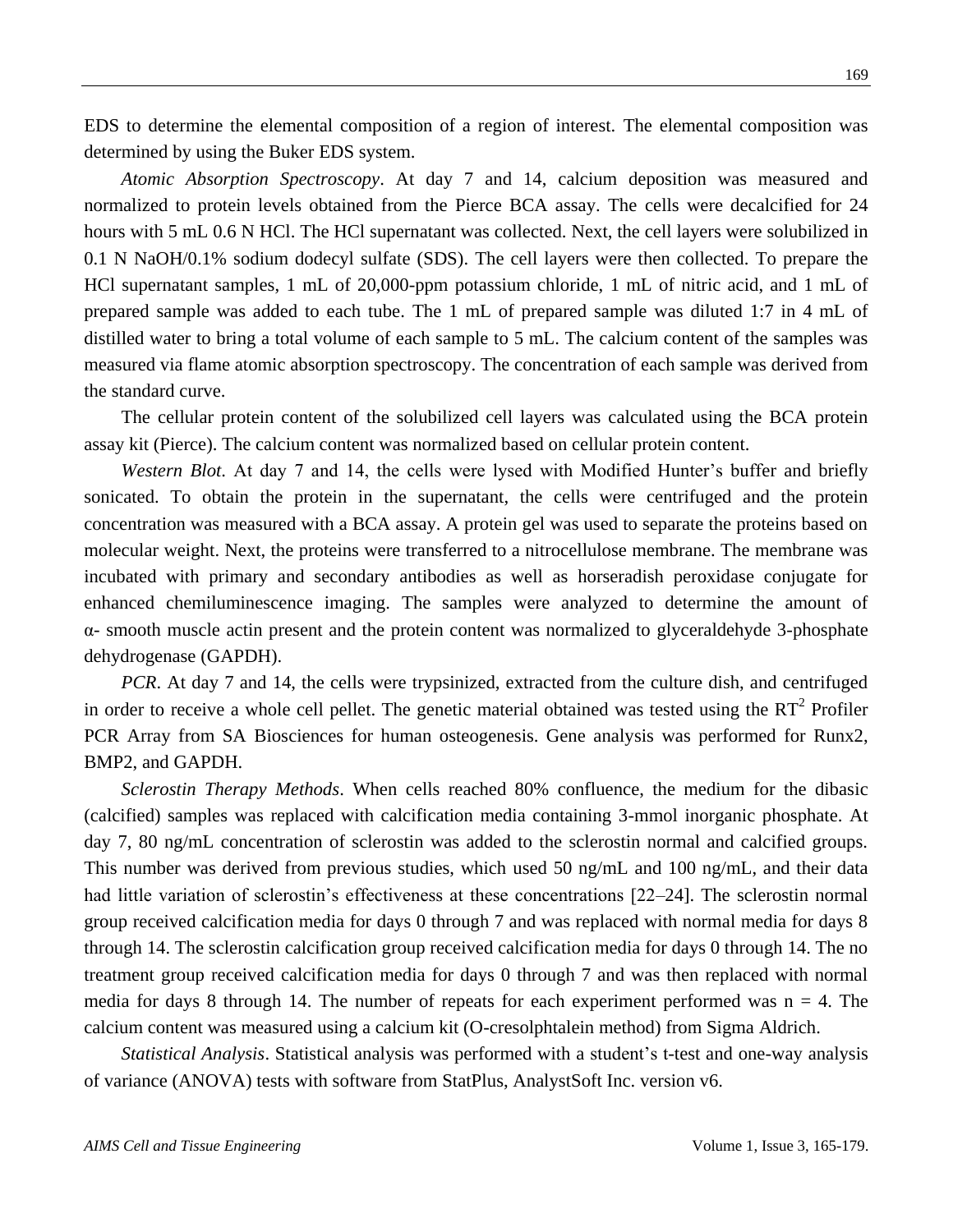EDS to determine the elemental composition of a region of interest. The elemental composition was determined by using the Buker EDS system.

*Atomic Absorption Spectroscopy*. At day 7 and 14, calcium deposition was measured and normalized to protein levels obtained from the Pierce BCA assay. The cells were decalcified for 24 hours with 5 mL 0.6 N HCl. The HCl supernatant was collected. Next, the cell layers were solubilized in 0.1 N NaOH/0.1% sodium dodecyl sulfate (SDS). The cell layers were then collected. To prepare the HCl supernatant samples, 1 mL of 20,000-ppm potassium chloride, 1 mL of nitric acid, and 1 mL of prepared sample was added to each tube. The 1 mL of prepared sample was diluted 1:7 in 4 mL of distilled water to bring a total volume of each sample to 5 mL. The calcium content of the samples was measured via flame atomic absorption spectroscopy. The concentration of each sample was derived from the standard curve.

The cellular protein content of the solubilized cell layers was calculated using the BCA protein assay kit (Pierce). The calcium content was normalized based on cellular protein content.

*Western Blot.* At day 7 and 14, the cells were lysed with Modified Hunter's buffer and briefly sonicated. To obtain the protein in the supernatant, the cells were centrifuged and the protein concentration was measured with a BCA assay. A protein gel was used to separate the proteins based on molecular weight. Next, the proteins were transferred to a nitrocellulose membrane. The membrane was incubated with primary and secondary antibodies as well as horseradish peroxidase conjugate for enhanced chemiluminescence imaging. The samples were analyzed to determine the amount of α- smooth muscle actin present and the protein content was normalized to glyceraldehyde 3-phosphate dehydrogenase (GAPDH).

*PCR*. At day 7 and 14, the cells were trypsinized, extracted from the culture dish, and centrifuged in order to receive a whole cell pellet. The genetic material obtained was tested using the $RT^2$ Profiler PCR Array from SA Biosciences for human osteogenesis. Gene analysis was performed for Runx2, BMP2, and GAPDH.

*Sclerostin Therapy Methods*. When cells reached 80% confluence, the medium for the dibasic (calcified) samples was replaced with calcification media containing 3-mmol inorganic phosphate. At day 7, 80 ng/mL concentration of sclerostin was added to the sclerostin normal and calcified groups. This number was derived from previous studies, which used 50 ng/mL and 100 ng/mL, and their data had little variation of sclerostin's effectiveness at these concentrations [22–24]. The sclerostin normal group received calcification media for days 0 through 7 and was replaced with normal media for days 8 through 14. The sclerostin calcification group received calcification media for days 0 through 14. The no treatment group received calcification media for days 0 through 7 and was then replaced with normal media for days 8 through 14. The number of repeats for each experiment performed was $n = 4$. The calcium content was measured using a calcium kit (O-cresolphtalein method) from Sigma Aldrich.

*Statistical Analysis*. Statistical analysis was performed with a student's t-test and one-way analysis of variance (ANOVA) tests with software from StatPlus, AnalystSoft Inc. version v6.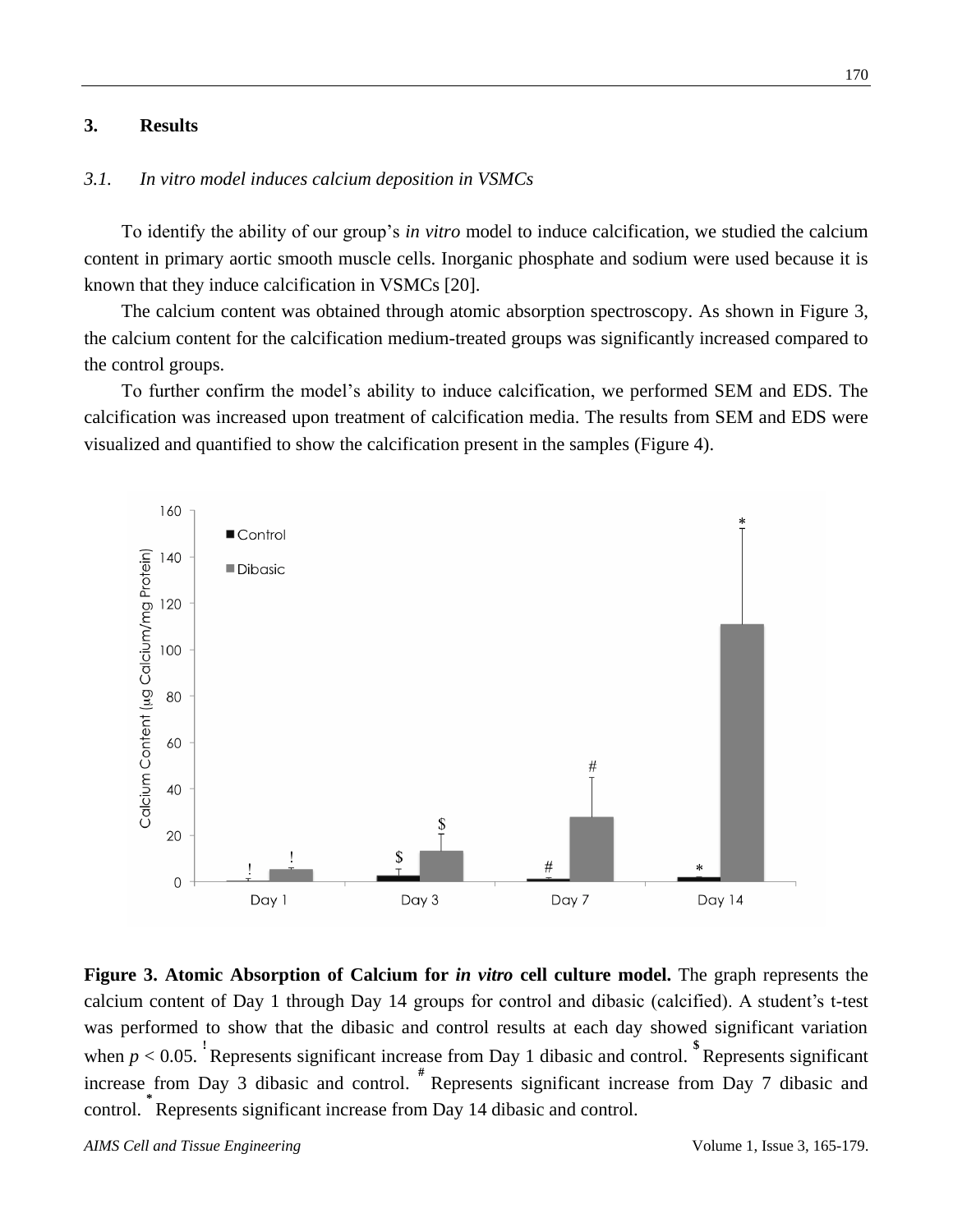## 3. Results

### 3.1. *In vitro* model induces calcium deposition in VSMCs

To identify the ability of our group's *in vitro* model to induce calcification, we studied the calcium content in primary aortic smooth muscle cells. Inorganic phosphate and sodium were used because it is known that they induce calcification in VSMCs [20].

The calcium content was obtained through atomic absorption spectroscopy. As shown in Figure 3, the calcium content for the calcification medium-treated groups was significantly increased compared to the control groups.

To further confirm the model's ability to induce calcification, we performed SEM and EDS. The calcification was increased upon treatment of calcification media. The results from SEM and EDS were visualized and quantified to show the calcification present in the samples (Figure 4).

**Figure 3. Atomic Absorption of Calcium for *in vitro* cell culture model.** The graph represents the calcium content of Day 1 through Day 14 groups for control and dibasic (calcified). A student's t-test was performed to show that the dibasic and control results at each day showed significant variation when $p < 0.05$. [!] Represents significant increase from Day 1 dibasic and control. [$] Represents significant increase from Day 3 dibasic and control. [#] Represents significant increase from Day 7 dibasic and control. [*] Represents significant increase from Day 14 dibasic and control.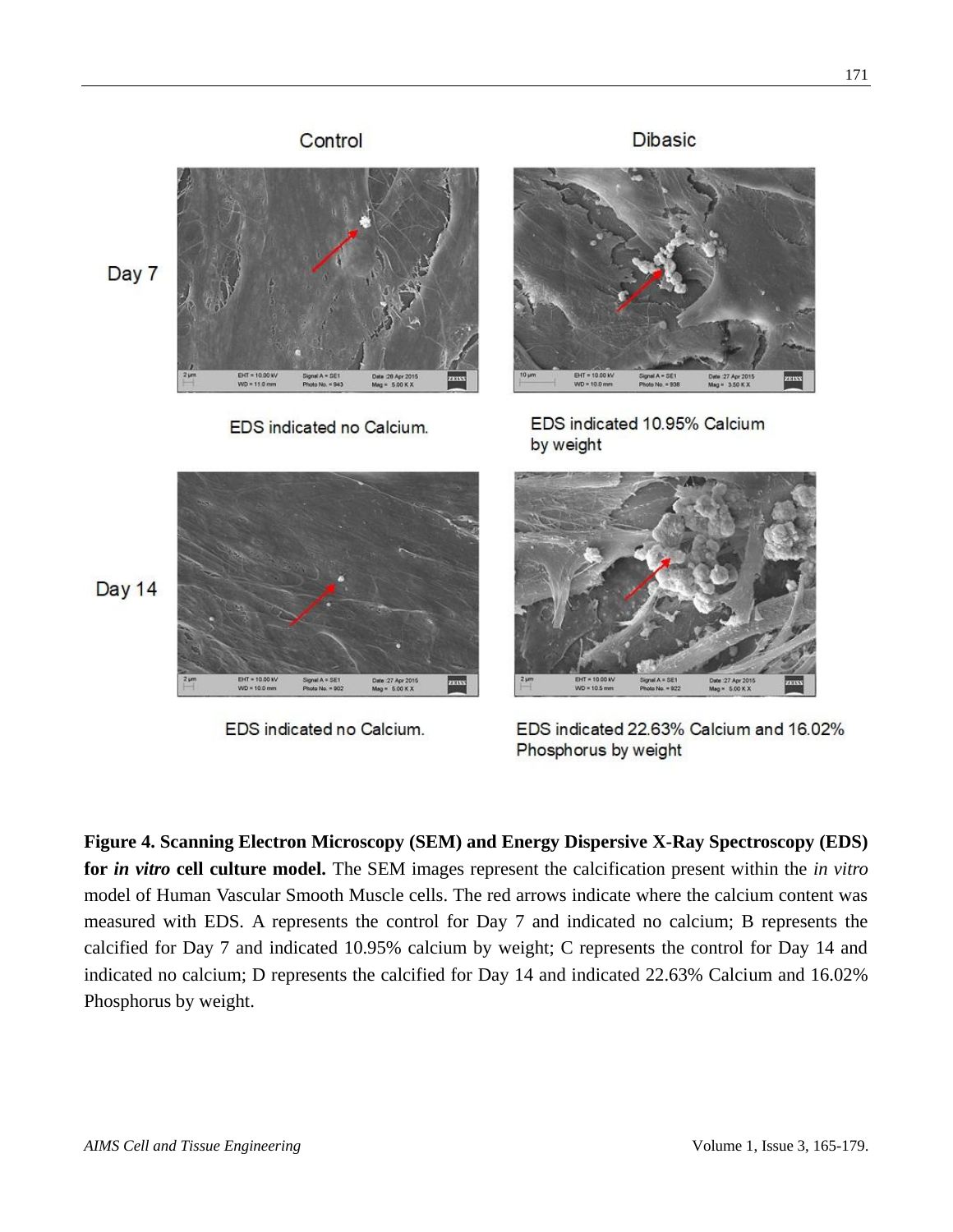**Figure 4. Scanning Electron Microscopy (SEM) and Energy Dispersive X-Ray Spectroscopy (EDS) for *in vitro* cell culture model.** The SEM images represent the calcification present within the *in vitro* model of Human Vascular Smooth Muscle cells. The red arrows indicate where the calcium content was measured with EDS. A represents the control for Day 7 and indicated no calcium; B represents the calcified for Day 7 and indicated 10.95% calcium by weight; C represents the control for Day 14 and indicated no calcium; D represents the calcified for Day 14 and indicated 22.63% Calcium and 16.02% Phosphorus by weight.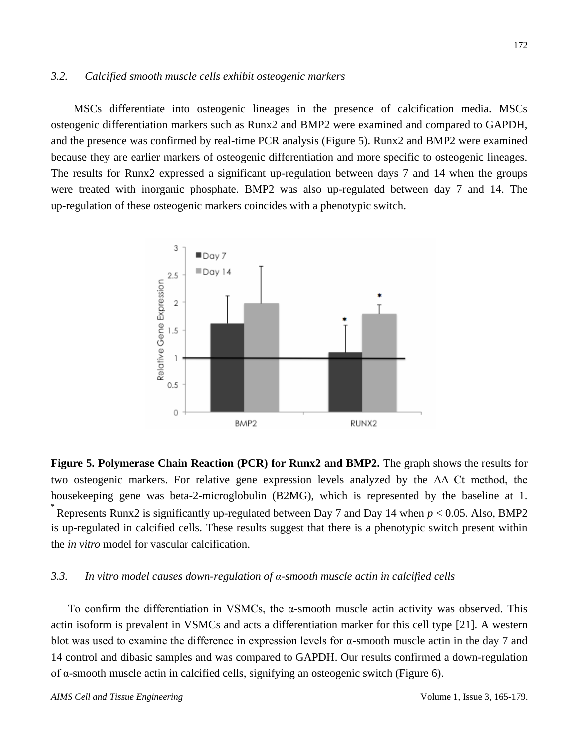### 3.2. Calcified smooth muscle cells exhibit osteogenic markers

MSCs differentiate into osteogenic lineages in the presence of calcification media. MSCs osteogenic differentiation markers such as Runx2 and BMP2 were examined and compared to GAPDH, and the presence was confirmed by real-time PCR analysis (Figure 5). Runx2 and BMP2 were examined because they are earlier markers of osteogenic differentiation and more specific to osteogenic lineages. The results for Runx2 expressed a significant up-regulation between days 7 and 14 when the groups were treated with inorganic phosphate. BMP2 was also up-regulated between day 7 and 14. The up-regulation of these osteogenic markers coincides with a phenotypic switch.

**Figure 5. Polymerase Chain Reaction (PCR) for Runx2 and BMP2.** The graph shows the results for two osteogenic markers. For relative gene expression levels analyzed by the ΔΔ Ct method, the housekeeping gene was beta-2-microglobulin (B2MG), which is represented by the baseline at 1. * Represents Runx2 is significantly up-regulated between Day 7 and Day 14 when $p < 0.05$. Also, BMP2 is up-regulated in calcified cells. These results suggest that there is a phenotypic switch present within the *in vitro* model for vascular calcification.

### 3.3. In vitro model causes down-regulation of α-smooth muscle actin in calcified cells

To confirm the differentiation in VSMCs, the α-smooth muscle actin activity was observed. This actin isoform is prevalent in VSMCs and acts a differentiation marker for this cell type [21]. A western blot was used to examine the difference in expression levels for α-smooth muscle actin in the day 7 and 14 control and dibasic samples and was compared to GAPDH. Our results confirmed a down-regulation of α-smooth muscle actin in calcified cells, signifying an osteogenic switch (Figure 6).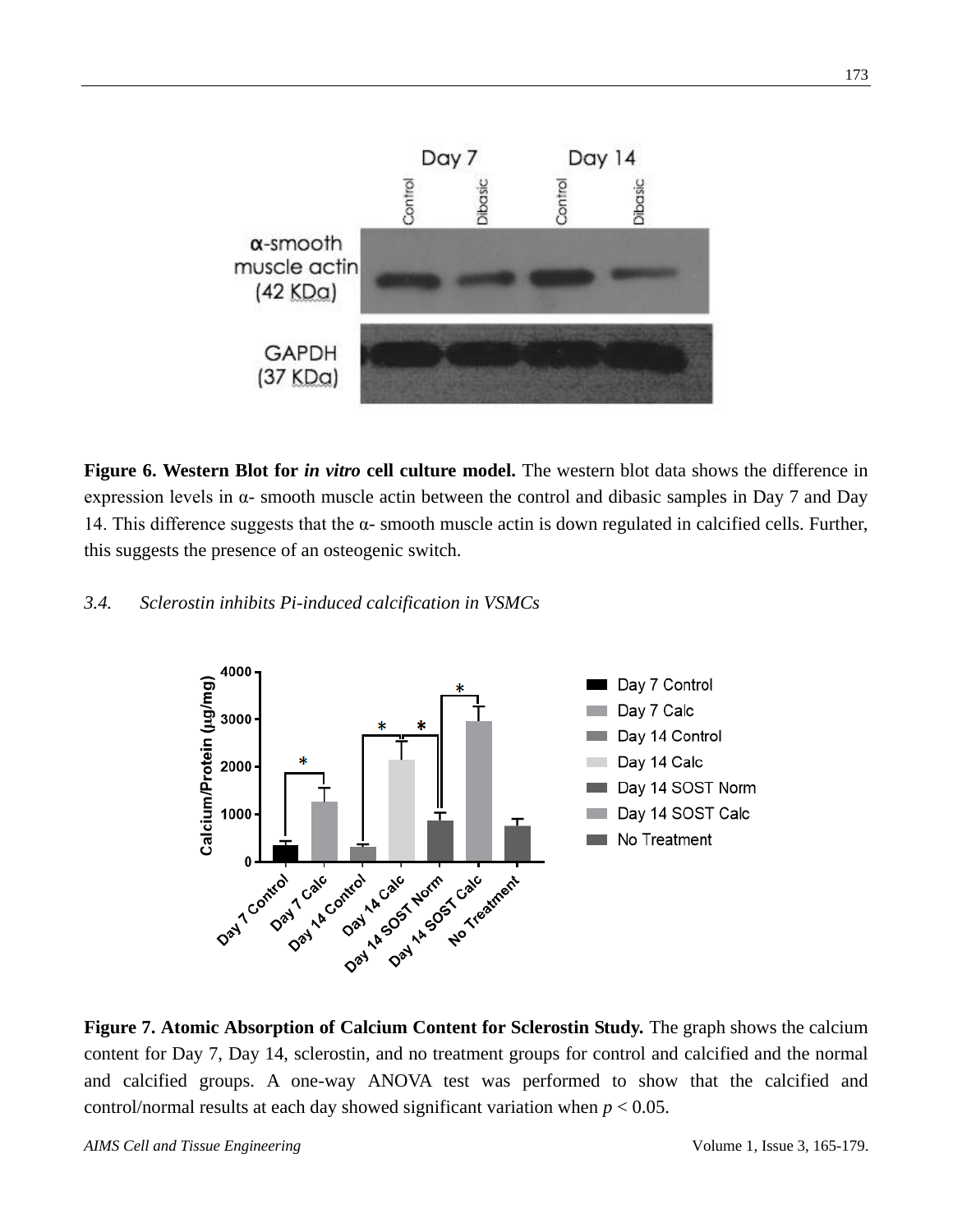**Figure 6. Western Blot for *in vitro* cell culture model.** The western blot data shows the difference in expression levels in α- smooth muscle actin between the control and dibasic samples in Day 7 and Day 14. This difference suggests that the α- smooth muscle actin is down regulated in calcified cells. Further, this suggests the presence of an osteogenic switch.

### *3.4. Sclerostin inhibits Pi-induced calcification in VSMCs*

**Figure 7. Atomic Absorption of Calcium Content for Sclerostin Study.** The graph shows the calcium content for Day 7, Day 14, sclerostin, and no treatment groups for control and calcified and the normal and calcified groups. A one-way ANOVA test was performed to show that the calcified and control/normal results at each day showed significant variation when $p < 0.05$.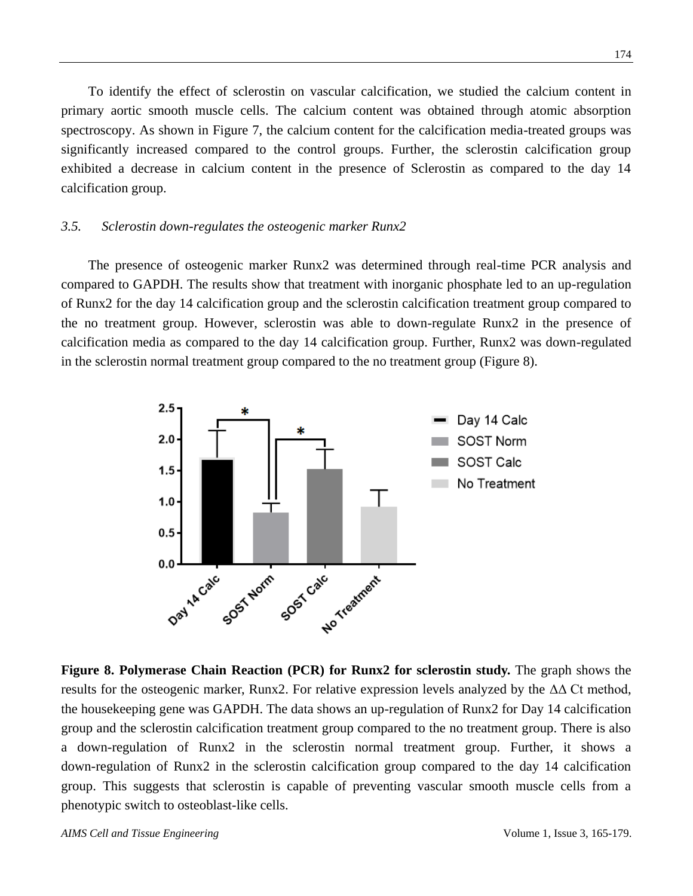To identify the effect of sclerostin on vascular calcification, we studied the calcium content in primary aortic smooth muscle cells. The calcium content was obtained through atomic absorption spectroscopy. As shown in Figure 7, the calcium content for the calcification media-treated groups was significantly increased compared to the control groups. Further, the sclerostin calcification group exhibited a decrease in calcium content in the presence of Sclerostin as compared to the day 14 calcification group.

### *3.5. Sclerostin down-regulates the osteogenic marker Runx2*

The presence of osteogenic marker Runx2 was determined through real-time PCR analysis and compared to GAPDH. The results show that treatment with inorganic phosphate led to an up-regulation of Runx2 for the day 14 calcification group and the sclerostin calcification treatment group compared to the no treatment group. However, sclerostin was able to down-regulate Runx2 in the presence of calcification media as compared to the day 14 calcification group. Further, Runx2 was down-regulated in the sclerostin normal treatment group compared to the no treatment group (Figure 8).

**Figure 8. Polymerase Chain Reaction (PCR) for Runx2 for sclerostin study.** The graph shows the results for the osteogenic marker, Runx2. For relative expression levels analyzed by the $\Delta\Delta$ Ct method, the housekeeping gene was GAPDH. The data shows an up-regulation of Runx2 for Day 14 calcification group and the sclerostin calcification treatment group compared to the no treatment group. There is also a down-regulation of Runx2 in the sclerostin normal treatment group. Further, it shows a down-regulation of Runx2 in the sclerostin calcification group compared to the day 14 calcification group. This suggests that sclerostin is capable of preventing vascular smooth muscle cells from a phenotypic switch to osteoblast-like cells.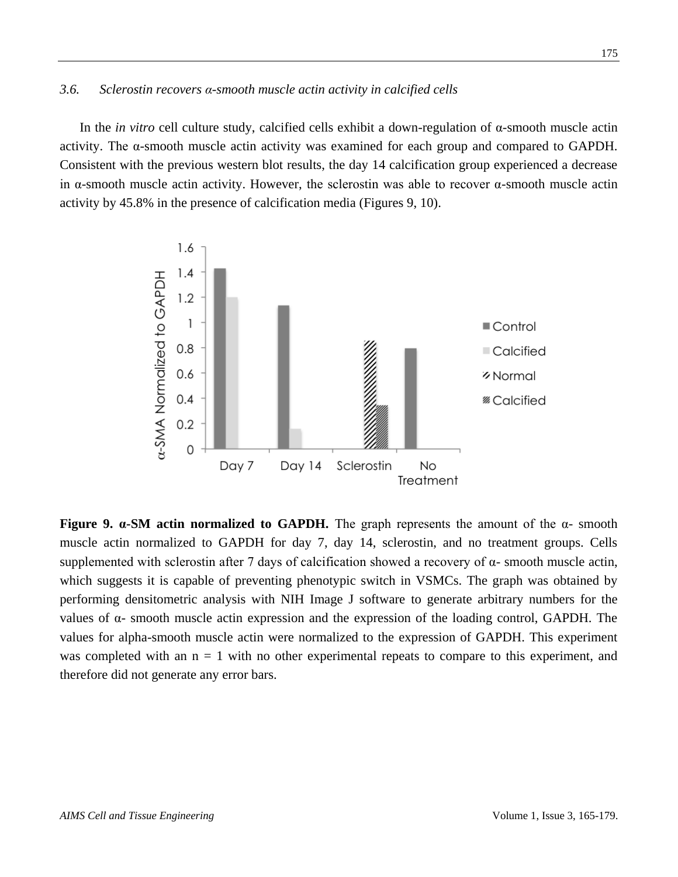### *3.6. Sclerostin recovers α-smooth muscle actin activity in calcified cells*

In the *in vitro* cell culture study, calcified cells exhibit a down-regulation of α-smooth muscle actin activity. The α-smooth muscle actin activity was examined for each group and compared to GAPDH. Consistent with the previous western blot results, the day 14 calcification group experienced a decrease in α-smooth muscle actin activity. However, the sclerostin was able to recover α-smooth muscle actin activity by 45.8% in the presence of calcification media (Figures 9, 10).

**Figure 9. α-SM actin normalized to GAPDH.** The graph represents the amount of the α- smooth muscle actin normalized to GAPDH for day 7, day 14, sclerostin, and no treatment groups. Cells supplemented with sclerostin after 7 days of calcification showed a recovery of α- smooth muscle actin, which suggests it is capable of preventing phenotypic switch in VSMCs. The graph was obtained by performing densitometric analysis with NIH Image J software to generate arbitrary numbers for the values of α- smooth muscle actin expression and the expression of the loading control, GAPDH. The values for alpha-smooth muscle actin were normalized to the expression of GAPDH. This experiment was completed with an n = 1 with no other experimental repeats to compare to this experiment, and therefore did not generate any error bars.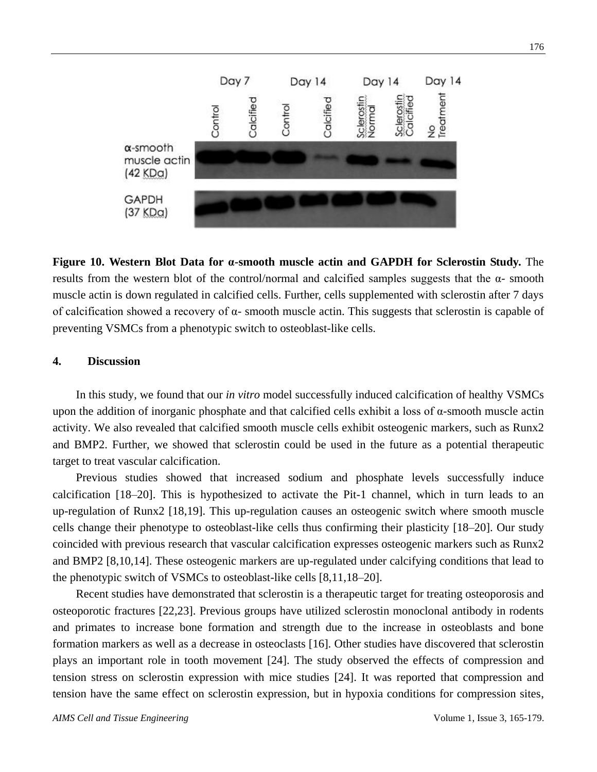**Figure 10. Western Blot Data for α-smooth muscle actin and GAPDH for Sclerostin Study.** The results from the western blot of the control/normal and calcified samples suggests that the α- smooth muscle actin is down regulated in calcified cells. Further, cells supplemented with sclerostin after 7 days of calcification showed a recovery of α- smooth muscle actin. This suggests that sclerostin is capable of preventing VSMCs from a phenotypic switch to osteoblast-like cells.

## 4. Discussion

In this study, we found that our *in vitro* model successfully induced calcification of healthy VSMCs upon the addition of inorganic phosphate and that calcified cells exhibit a loss of α-smooth muscle actin activity. We also revealed that calcified smooth muscle cells exhibit osteogenic markers, such as Runx2 and BMP2. Further, we showed that sclerostin could be used in the future as a potential therapeutic target to treat vascular calcification.

Previous studies showed that increased sodium and phosphate levels successfully induce calcification [18–20]. This is hypothesized to activate the Pit-1 channel, which in turn leads to an up-regulation of Runx2 [18,19]. This up-regulation causes an osteogenic switch where smooth muscle cells change their phenotype to osteoblast-like cells thus confirming their plasticity [18–20]. Our study coincided with previous research that vascular calcification expresses osteogenic markers such as Runx2 and BMP2 [8,10,14]. These osteogenic markers are up-regulated under calcifying conditions that lead to the phenotypic switch of VSMCs to osteoblast-like cells [8,11,18–20].

Recent studies have demonstrated that sclerostin is a therapeutic target for treating osteoporosis and osteoporotic fractures [22,23]. Previous groups have utilized sclerostin monoclonal antibody in rodents and primates to increase bone formation and strength due to the increase in osteoblasts and bone formation markers as well as a decrease in osteoclasts [16]. Other studies have discovered that sclerostin plays an important role in tooth movement [24]. The study observed the effects of compression and tension stress on sclerostin expression with mice studies [24]. It was reported that compression and tension have the same effect on sclerostin expression, but in hypoxia conditions for compression sites,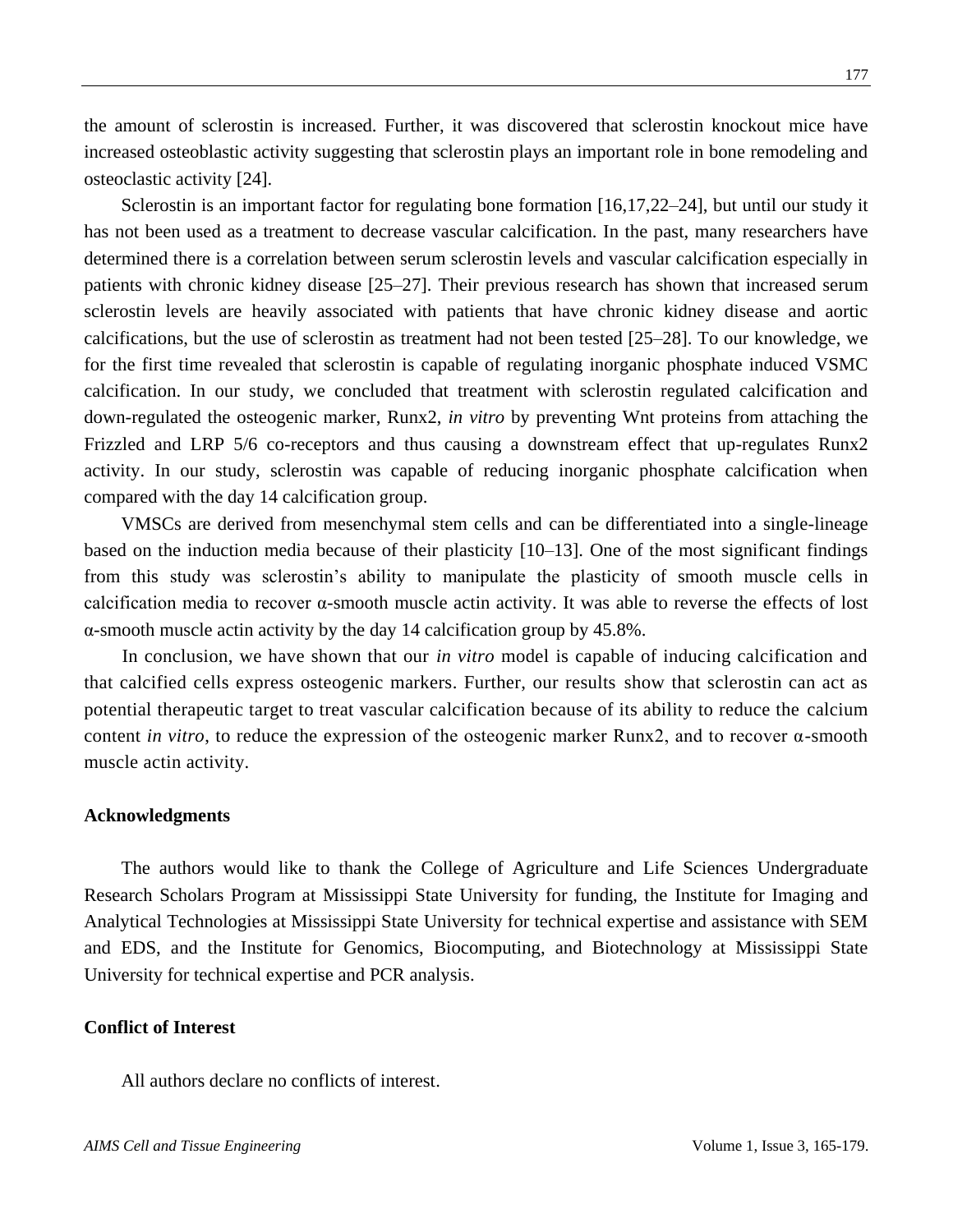the amount of sclerostin is increased. Further, it was discovered that sclerostin knockout mice have increased osteoblastic activity suggesting that sclerostin plays an important role in bone remodeling and osteoclastic activity [24].

Sclerostin is an important factor for regulating bone formation [16,17,22–24], but until our study it has not been used as a treatment to decrease vascular calcification. In the past, many researchers have determined there is a correlation between serum sclerostin levels and vascular calcification especially in patients with chronic kidney disease [25–27]. Their previous research has shown that increased serum sclerostin levels are heavily associated with patients that have chronic kidney disease and aortic calcifications, but the use of sclerostin as treatment had not been tested [25–28]. To our knowledge, we for the first time revealed that sclerostin is capable of regulating inorganic phosphate induced VSMC calcification. In our study, we concluded that treatment with sclerostin regulated calcification and down-regulated the osteogenic marker, Runx2, *in vitro* by preventing Wnt proteins from attaching the Frizzled and LRP 5/6 co-receptors and thus causing a downstream effect that up-regulates Runx2 activity. In our study, sclerostin was capable of reducing inorganic phosphate calcification when compared with the day 14 calcification group.

VMSCs are derived from mesenchymal stem cells and can be differentiated into a single-lineage based on the induction media because of their plasticity [10–13]. One of the most significant findings from this study was sclerostin's ability to manipulate the plasticity of smooth muscle cells in calcification media to recover α-smooth muscle actin activity. It was able to reverse the effects of lost α-smooth muscle actin activity by the day 14 calcification group by 45.8%.

In conclusion, we have shown that our *in vitro* model is capable of inducing calcification and that calcified cells express osteogenic markers. Further, our results show that sclerostin can act as potential therapeutic target to treat vascular calcification because of its ability to reduce the calcium content *in vitro*, to reduce the expression of the osteogenic marker Runx2, and to recover α-smooth muscle actin activity.

## Acknowledgments

The authors would like to thank the College of Agriculture and Life Sciences Undergraduate Research Scholars Program at Mississippi State University for funding, the Institute for Imaging and Analytical Technologies at Mississippi State University for technical expertise and assistance with SEM and EDS, and the Institute for Genomics, Biocomputing, and Biotechnology at Mississippi State University for technical expertise and PCR analysis.

## Conflict of Interest

All authors declare no conflicts of interest.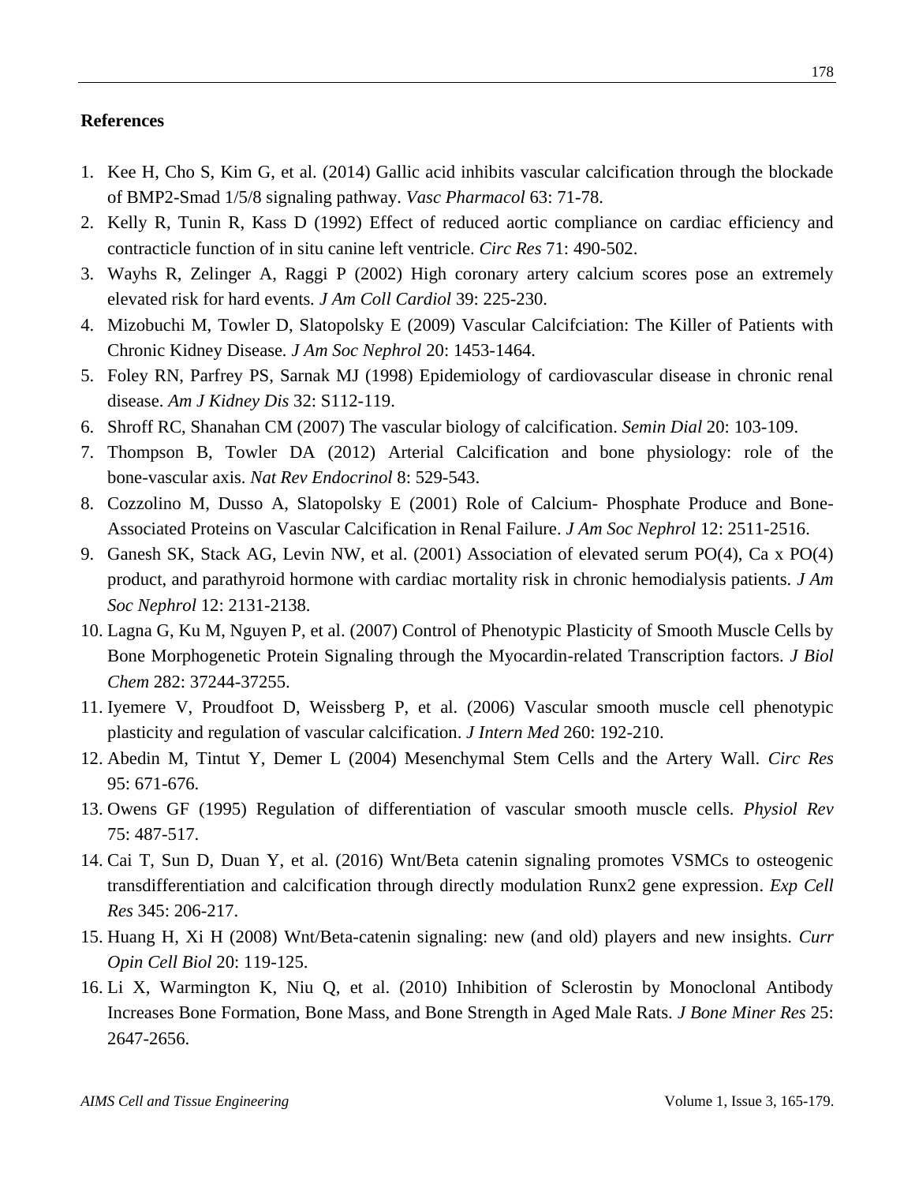## References

1. Kee H, Cho S, Kim G, et al. (2014) Gallic acid inhibits vascular calcification through the blockade of BMP2-Smad 1/5/8 signaling pathway. *Vasc Pharmacol* 63: 71-78.
2. Kelly R, Tunin R, Kass D (1992) Effect of reduced aortic compliance on cardiac efficiency and contracticle function of in situ canine left ventricle. *Circ Res* 71: 490-502.
3. Wayhs R, Zelinger A, Raggi P (2002) High coronary artery calcium scores pose an extremely elevated risk for hard events. *J Am Coll Cardiol* 39: 225-230.
4. Mizobuchi M, Towler D, Slatopolsky E (2009) Vascular Calcifciation: The Killer of Patients with Chronic Kidney Disease. *J Am Soc Nephrol* 20: 1453-1464.
5. Foley RN, Parfrey PS, Sarnak MJ (1998) Epidemiology of cardiovascular disease in chronic renal disease. *Am J Kidney Dis* 32: S112-119.
6. Shroff RC, Shanahan CM (2007) The vascular biology of calcification. *Semin Dial* 20: 103-109.
7. Thompson B, Towler DA (2012) Arterial Calcification and bone physiology: role of the bone-vascular axis. *Nat Rev Endocrinol* 8: 529-543.
8. Cozzolino M, Dusso A, Slatopolsky E (2001) Role of Calcium- Phosphate Produce and Bone-Associated Proteins on Vascular Calcification in Renal Failure. *J Am Soc Nephrol* 12: 2511-2516.
9. Ganesh SK, Stack AG, Levin NW, et al. (2001) Association of elevated serum PO(4), Ca x PO(4) product, and parathyroid hormone with cardiac mortality risk in chronic hemodialysis patients. *J Am Soc Nephrol* 12: 2131-2138.
10. Lagna G, Ku M, Nguyen P, et al. (2007) Control of Phenotypic Plasticity of Smooth Muscle Cells by Bone Morphogenetic Protein Signaling through the Myocardin-related Transcription factors. *J Biol Chem* 282: 37244-37255.
11. Iyemere V, Proudfoot D, Weissberg P, et al. (2006) Vascular smooth muscle cell phenotypic plasticity and regulation of vascular calcification. *J Intern Med* 260: 192-210.
12. Abedin M, Tintut Y, Demer L (2004) Mesenchymal Stem Cells and the Artery Wall. *Circ Res* 95: 671-676.
13. Owens GF (1995) Regulation of differentiation of vascular smooth muscle cells. *Physiol Rev* 75: 487-517.
14. Cai T, Sun D, Duan Y, et al. (2016) Wnt/Beta catenin signaling promotes VSMCs to osteogenic transdifferentiation and calcification through directly modulation Runx2 gene expression. *Exp Cell Res* 345: 206-217.
15. Huang H, Xi H (2008) Wnt/Beta-catenin signaling: new (and old) players and new insights. *Curr Opin Cell Biol* 20: 119-125.
16. Li X, Warmington K, Niu Q, et al. (2010) Inhibition of Sclerostin by Monoclonal Antibody Increases Bone Formation, Bone Mass, and Bone Strength in Aged Male Rats. *J Bone Miner Res* 25: 2647-2656.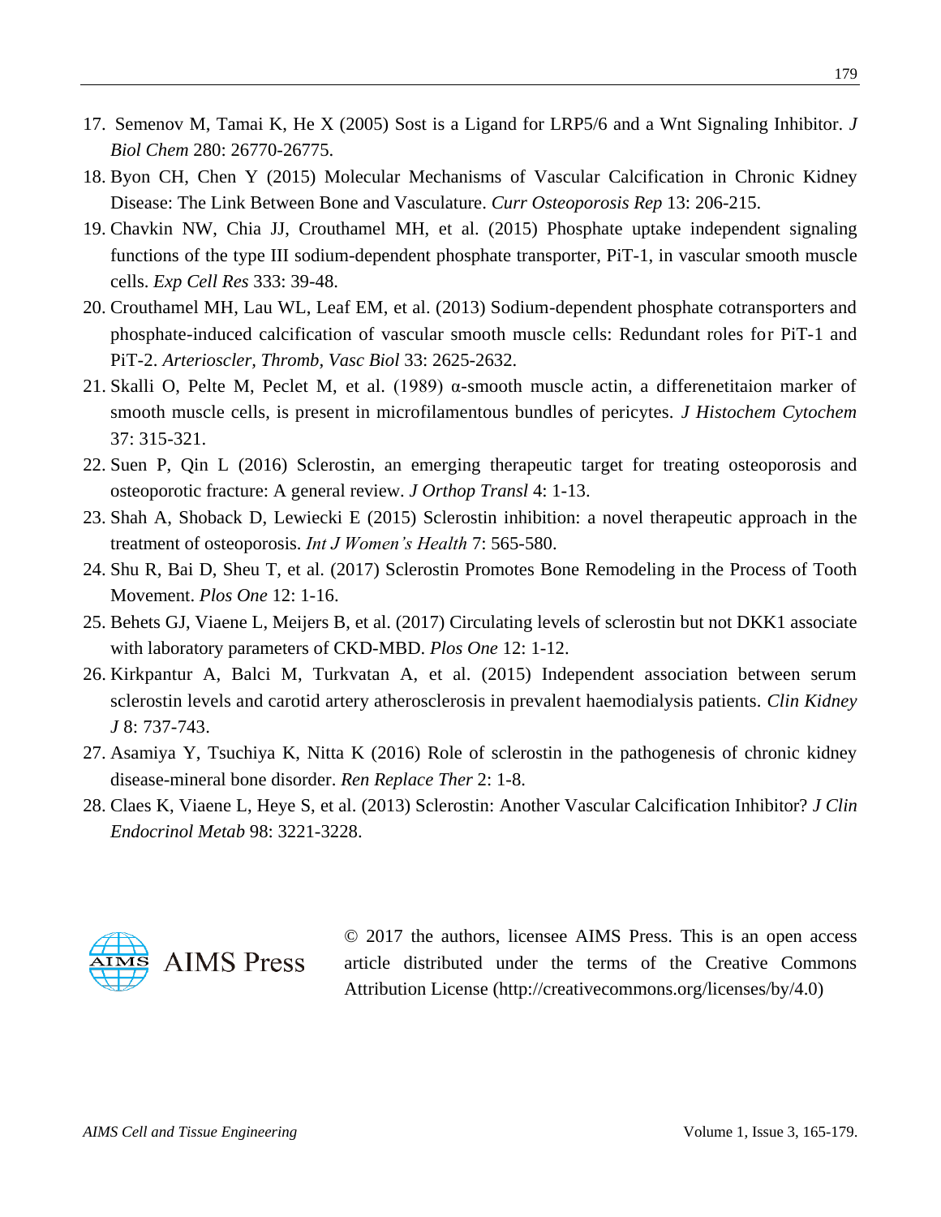17. Semenov M, Tamai K, He X (2005) Sost is a Ligand for LRP5/6 and a Wnt Signaling Inhibitor. *J Biol Chem* 280: 26770-26775.
18. Byon CH, Chen Y (2015) Molecular Mechanisms of Vascular Calcification in Chronic Kidney Disease: The Link Between Bone and Vasculature. *Curr Osteoporosis Rep* 13: 206-215.
19. Chavkin NW, Chia JJ, Crouthamel MH, et al. (2015) Phosphate uptake independent signaling functions of the type III sodium-dependent phosphate transporter, PiT-1, in vascular smooth muscle cells. *Exp Cell Res* 333: 39-48.
20. Crouthamel MH, Lau WL, Leaf EM, et al. (2013) Sodium-dependent phosphate cotransporters and phosphate-induced calcification of vascular smooth muscle cells: Redundant roles for PiT-1 and PiT-2. *Arterioscler, Thromb, Vasc Biol* 33: 2625-2632.
21. Skalli O, Pelte M, Peclet M, et al. (1989) α-smooth muscle actin, a differenetitaion marker of smooth muscle cells, is present in microfilamentous bundles of pericytes. *J Histochem Cytochem* 37: 315-321.
22. Suen P, Qin L (2016) Sclerostin, an emerging therapeutic target for treating osteoporosis and osteoporotic fracture: A general review. *J Orthop Transl* 4: 1-13.
23. Shah A, Shoback D, Lewiecki E (2015) Sclerostin inhibition: a novel therapeutic approach in the treatment of osteoporosis. *Int J Women's Health* 7: 565-580.
24. Shu R, Bai D, Sheu T, et al. (2017) Sclerostin Promotes Bone Remodeling in the Process of Tooth Movement. *Plos One* 12: 1-16.
25. Behets GJ, Viaene L, Meijers B, et al. (2017) Circulating levels of sclerostin but not DKK1 associate with laboratory parameters of CKD-MBD. *Plos One* 12: 1-12.
26. Kirkpantur A, Balci M, Turkvatan A, et al. (2015) Independent association between serum sclerostin levels and carotid artery atherosclerosis in prevalent haemodialysis patients. *Clin Kidney J* 8: 737-743.
27. Asamiya Y, Tsuchiya K, Nitta K (2016) Role of sclerostin in the pathogenesis of chronic kidney disease-mineral bone disorder. *Ren Replace Ther* 2: 1-8.
28. Claes K, Viaene L, Heye S, et al. (2013) Sclerostin: Another Vascular Calcification Inhibitor? *J Clin Endocrinol Metab* 98: 3221-3228.

AIMS Press

© 2017 the authors, licensee AIMS Press. This is an open access article distributed under the terms of the Creative Commons Attribution License (http://creativecommons.org/licenses/by/4.0)